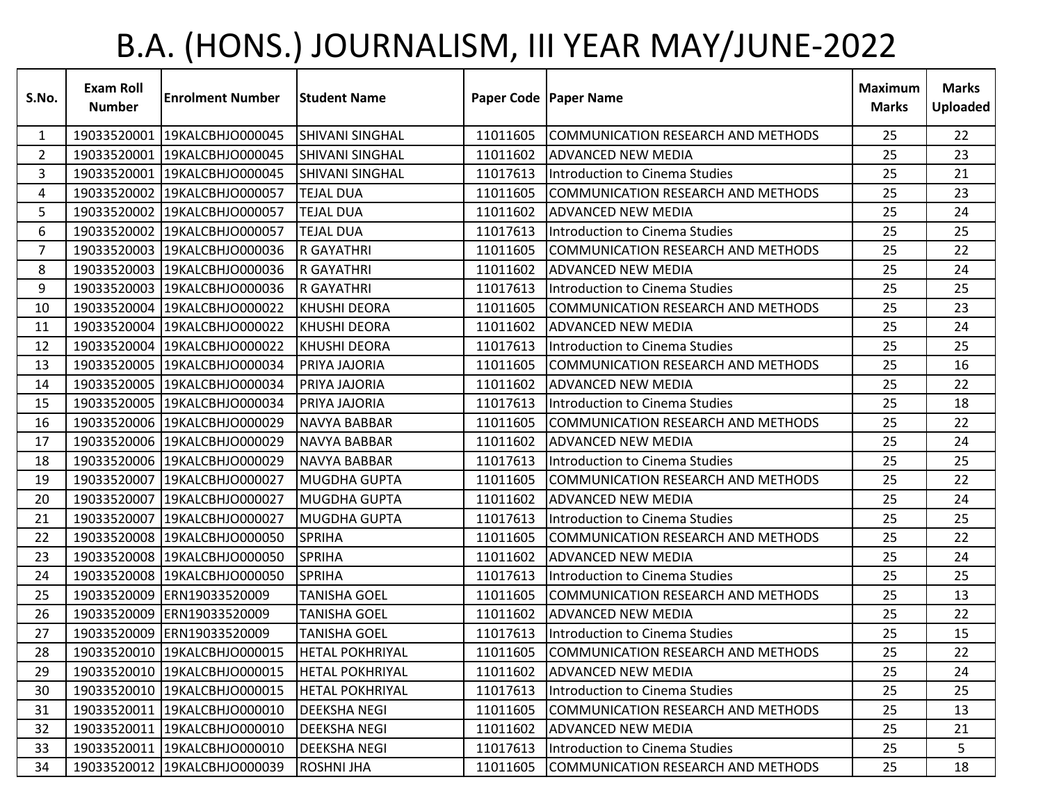# B.A. (HONS.) JOURNALISM, III YEAR MAY/JUNE-2022

| S.No. | Exam Roll Number | Enrolment Number | Student Name | Paper Code | Paper Name | Maximum Marks | Marks Uploaded |
|---|---|---|---|---|---|---|---|
| 1 | 19033520001 | 19KALCBHJO000045 | SHIVANI SINGHAL | 11011605 | COMMUNICATION RESEARCH AND METHODS | 25 | 22 |
| 2 | 19033520001 | 19KALCBHJO000045 | SHIVANI SINGHAL | 11011602 | ADVANCED NEW MEDIA | 25 | 23 |
| 3 | 19033520001 | 19KALCBHJO000045 | SHIVANI SINGHAL | 11017613 | Introduction to Cinema Studies | 25 | 21 |
| 4 | 19033520002 | 19KALCBHJO000057 | TEJAL DUA | 11011605 | COMMUNICATION RESEARCH AND METHODS | 25 | 23 |
| 5 | 19033520002 | 19KALCBHJO000057 | TEJAL DUA | 11011602 | ADVANCED NEW MEDIA | 25 | 24 |
| 6 | 19033520002 | 19KALCBHJO000057 | TEJAL DUA | 11017613 | Introduction to Cinema Studies | 25 | 25 |
| 7 | 19033520003 | 19KALCBHJO000036 | R GAYATHRI | 11011605 | COMMUNICATION RESEARCH AND METHODS | 25 | 22 |
| 8 | 19033520003 | 19KALCBHJO000036 | R GAYATHRI | 11011602 | ADVANCED NEW MEDIA | 25 | 24 |
| 9 | 19033520003 | 19KALCBHJO000036 | R GAYATHRI | 11017613 | Introduction to Cinema Studies | 25 | 25 |
| 10 | 19033520004 | 19KALCBHJO000022 | KHUSHI DEORA | 11011605 | COMMUNICATION RESEARCH AND METHODS | 25 | 23 |
| 11 | 19033520004 | 19KALCBHJO000022 | KHUSHI DEORA | 11011602 | ADVANCED NEW MEDIA | 25 | 24 |
| 12 | 19033520004 | 19KALCBHJO000022 | KHUSHI DEORA | 11017613 | Introduction to Cinema Studies | 25 | 25 |
| 13 | 19033520005 | 19KALCBHJO000034 | PRIYA JAJORIA | 11011605 | COMMUNICATION RESEARCH AND METHODS | 25 | 16 |
| 14 | 19033520005 | 19KALCBHJO000034 | PRIYA JAJORIA | 11011602 | ADVANCED NEW MEDIA | 25 | 22 |
| 15 | 19033520005 | 19KALCBHJO000034 | PRIYA JAJORIA | 11017613 | Introduction to Cinema Studies | 25 | 18 |
| 16 | 19033520006 | 19KALCBHJO000029 | NAVYA BABBAR | 11011605 | COMMUNICATION RESEARCH AND METHODS | 25 | 22 |
| 17 | 19033520006 | 19KALCBHJO000029 | NAVYA BABBAR | 11011602 | ADVANCED NEW MEDIA | 25 | 24 |
| 18 | 19033520006 | 19KALCBHJO000029 | NAVYA BABBAR | 11017613 | Introduction to Cinema Studies | 25 | 25 |
| 19 | 19033520007 | 19KALCBHJO000027 | MUGDHA GUPTA | 11011605 | COMMUNICATION RESEARCH AND METHODS | 25 | 22 |
| 20 | 19033520007 | 19KALCBHJO000027 | MUGDHA GUPTA | 11011602 | ADVANCED NEW MEDIA | 25 | 24 |
| 21 | 19033520007 | 19KALCBHJO000027 | MUGDHA GUPTA | 11017613 | Introduction to Cinema Studies | 25 | 25 |
| 22 | 19033520008 | 19KALCBHJO000050 | SPRIHA | 11011605 | COMMUNICATION RESEARCH AND METHODS | 25 | 22 |
| 23 | 19033520008 | 19KALCBHJO000050 | SPRIHA | 11011602 | ADVANCED NEW MEDIA | 25 | 24 |
| 24 | 19033520008 | 19KALCBHJO000050 | SPRIHA | 11017613 | Introduction to Cinema Studies | 25 | 25 |
| 25 | 19033520009 | ERN19033520009 | TANISHA GOEL | 11011605 | COMMUNICATION RESEARCH AND METHODS | 25 | 13 |
| 26 | 19033520009 | ERN19033520009 | TANISHA GOEL | 11011602 | ADVANCED NEW MEDIA | 25 | 22 |
| 27 | 19033520009 | ERN19033520009 | TANISHA GOEL | 11017613 | Introduction to Cinema Studies | 25 | 15 |
| 28 | 19033520010 | 19KALCBHJO000015 | HETAL POKHRIYAL | 11011605 | COMMUNICATION RESEARCH AND METHODS | 25 | 22 |
| 29 | 19033520010 | 19KALCBHJO000015 | HETAL POKHRIYAL | 11011602 | ADVANCED NEW MEDIA | 25 | 24 |
| 30 | 19033520010 | 19KALCBHJO000015 | HETAL POKHRIYAL | 11017613 | Introduction to Cinema Studies | 25 | 25 |
| 31 | 19033520011 | 19KALCBHJO000010 | DEEKSHA NEGI | 11011605 | COMMUNICATION RESEARCH AND METHODS | 25 | 13 |
| 32 | 19033520011 | 19KALCBHJO000010 | DEEKSHA NEGI | 11011602 | ADVANCED NEW MEDIA | 25 | 21 |
| 33 | 19033520011 | 19KALCBHJO000010 | DEEKSHA NEGI | 11017613 | Introduction to Cinema Studies | 25 | 5 |
| 34 | 19033520012 | 19KALCBHJO000039 | ROSHNI JHA | 11011605 | COMMUNICATION RESEARCH AND METHODS | 25 | 18 |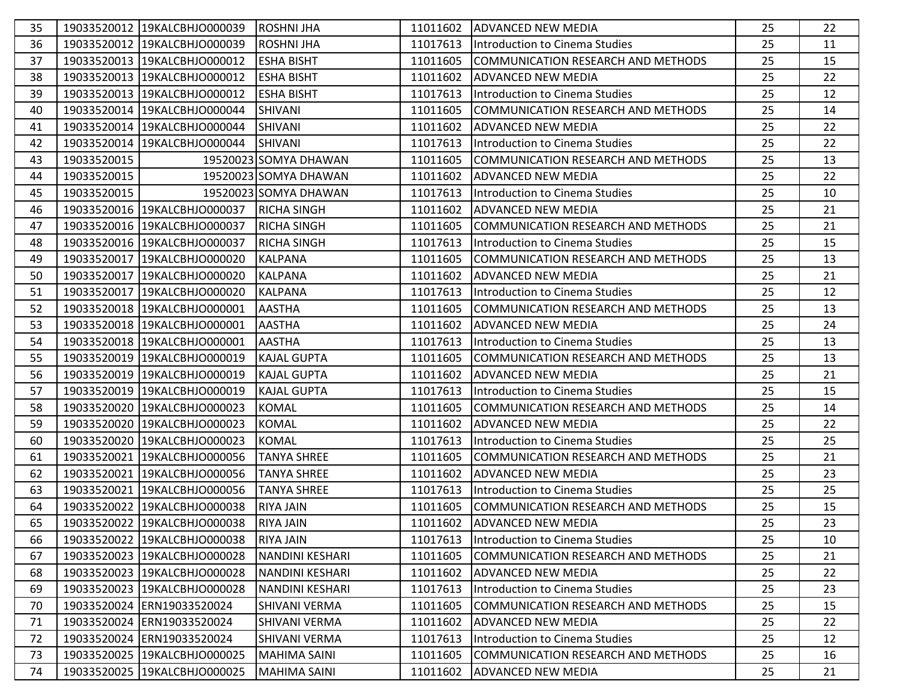| | | | | | | | |
|---|---|---|---|---|---|---|---|
| 35 | 19033520012 | 19KALCBHJO000039 | ROSHNI JHA | 11011602 | ADVANCED NEW MEDIA | 25 | 22 |
| 36 | 19033520012 | 19KALCBHJO000039 | ROSHNI JHA | 11017613 | Introduction to Cinema Studies | 25 | 11 |
| 37 | 19033520013 | 19KALCBHJO000012 | ESHA BISHT | 11011605 | COMMUNICATION RESEARCH AND METHODS | 25 | 15 |
| 38 | 19033520013 | 19KALCBHJO000012 | ESHA BISHT | 11011602 | ADVANCED NEW MEDIA | 25 | 22 |
| 39 | 19033520013 | 19KALCBHJO000012 | ESHA BISHT | 11017613 | Introduction to Cinema Studies | 25 | 12 |
| 40 | 19033520014 | 19KALCBHJO000044 | SHIVANI | 11011605 | COMMUNICATION RESEARCH AND METHODS | 25 | 14 |
| 41 | 19033520014 | 19KALCBHJO000044 | SHIVANI | 11011602 | ADVANCED NEW MEDIA | 25 | 22 |
| 42 | 19033520014 | 19KALCBHJO000044 | SHIVANI | 11017613 | Introduction to Cinema Studies | 25 | 22 |
| 43 | 19033520015 | 19520023 | SOMYA DHAWAN | 11011605 | COMMUNICATION RESEARCH AND METHODS | 25 | 13 |
| 44 | 19033520015 | 19520023 | SOMYA DHAWAN | 11011602 | ADVANCED NEW MEDIA | 25 | 22 |
| 45 | 19033520015 | 19520023 | SOMYA DHAWAN | 11017613 | Introduction to Cinema Studies | 25 | 10 |
| 46 | 19033520016 | 19KALCBHJO000037 | RICHA SINGH | 11011602 | ADVANCED NEW MEDIA | 25 | 21 |
| 47 | 19033520016 | 19KALCBHJO000037 | RICHA SINGH | 11011605 | COMMUNICATION RESEARCH AND METHODS | 25 | 21 |
| 48 | 19033520016 | 19KALCBHJO000037 | RICHA SINGH | 11017613 | Introduction to Cinema Studies | 25 | 15 |
| 49 | 19033520017 | 19KALCBHJO000020 | KALPANA | 11011605 | COMMUNICATION RESEARCH AND METHODS | 25 | 13 |
| 50 | 19033520017 | 19KALCBHJO000020 | KALPANA | 11011602 | ADVANCED NEW MEDIA | 25 | 21 |
| 51 | 19033520017 | 19KALCBHJO000020 | KALPANA | 11017613 | Introduction to Cinema Studies | 25 | 12 |
| 52 | 19033520018 | 19KALCBHJO000001 | AASTHA | 11011605 | COMMUNICATION RESEARCH AND METHODS | 25 | 13 |
| 53 | 19033520018 | 19KALCBHJO000001 | AASTHA | 11011602 | ADVANCED NEW MEDIA | 25 | 24 |
| 54 | 19033520018 | 19KALCBHJO000001 | AASTHA | 11017613 | Introduction to Cinema Studies | 25 | 13 |
| 55 | 19033520019 | 19KALCBHJO000019 | KAJAL GUPTA | 11011605 | COMMUNICATION RESEARCH AND METHODS | 25 | 13 |
| 56 | 19033520019 | 19KALCBHJO000019 | KAJAL GUPTA | 11011602 | ADVANCED NEW MEDIA | 25 | 21 |
| 57 | 19033520019 | 19KALCBHJO000019 | KAJAL GUPTA | 11017613 | Introduction to Cinema Studies | 25 | 15 |
| 58 | 19033520020 | 19KALCBHJO000023 | KOMAL | 11011605 | COMMUNICATION RESEARCH AND METHODS | 25 | 14 |
| 59 | 19033520020 | 19KALCBHJO000023 | KOMAL | 11011602 | ADVANCED NEW MEDIA | 25 | 22 |
| 60 | 19033520020 | 19KALCBHJO000023 | KOMAL | 11017613 | Introduction to Cinema Studies | 25 | 25 |
| 61 | 19033520021 | 19KALCBHJO000056 | TANYA SHREE | 11011605 | COMMUNICATION RESEARCH AND METHODS | 25 | 21 |
| 62 | 19033520021 | 19KALCBHJO000056 | TANYA SHREE | 11011602 | ADVANCED NEW MEDIA | 25 | 23 |
| 63 | 19033520021 | 19KALCBHJO000056 | TANYA SHREE | 11017613 | Introduction to Cinema Studies | 25 | 25 |
| 64 | 19033520022 | 19KALCBHJO000038 | RIYA JAIN | 11011605 | COMMUNICATION RESEARCH AND METHODS | 25 | 15 |
| 65 | 19033520022 | 19KALCBHJO000038 | RIYA JAIN | 11011602 | ADVANCED NEW MEDIA | 25 | 23 |
| 66 | 19033520022 | 19KALCBHJO000038 | RIYA JAIN | 11017613 | Introduction to Cinema Studies | 25 | 10 |
| 67 | 19033520023 | 19KALCBHJO000028 | NANDINI KESHARI | 11011605 | COMMUNICATION RESEARCH AND METHODS | 25 | 21 |
| 68 | 19033520023 | 19KALCBHJO000028 | NANDINI KESHARI | 11011602 | ADVANCED NEW MEDIA | 25 | 22 |
| 69 | 19033520023 | 19KALCBHJO000028 | NANDINI KESHARI | 11017613 | Introduction to Cinema Studies | 25 | 23 |
| 70 | 19033520024 | ERN19033520024 | SHIVANI VERMA | 11011605 | COMMUNICATION RESEARCH AND METHODS | 25 | 15 |
| 71 | 19033520024 | ERN19033520024 | SHIVANI VERMA | 11011602 | ADVANCED NEW MEDIA | 25 | 22 |
| 72 | 19033520024 | ERN19033520024 | SHIVANI VERMA | 11017613 | Introduction to Cinema Studies | 25 | 12 |
| 73 | 19033520025 | 19KALCBHJO000025 | MAHIMA SAINI | 11011605 | COMMUNICATION RESEARCH AND METHODS | 25 | 16 |
| 74 | 19033520025 | 19KALCBHJO000025 | MAHIMA SAINI | 11011602 | ADVANCED NEW MEDIA | 25 | 21 |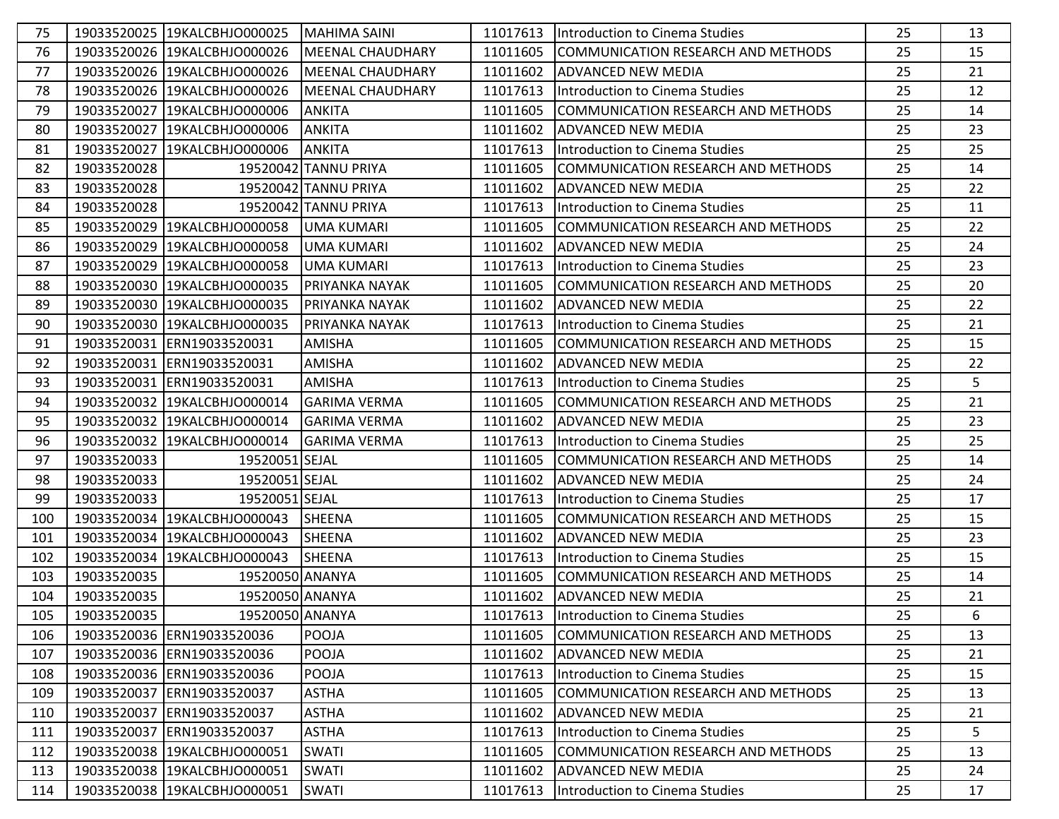| | | | | | | | |
|---|---|---|---|---|---|---|---|
| 75 | 19033520025 | 19KALCBHJO000025 | MAHIMA SAINI | 11017613 | Introduction to Cinema Studies | 25 | 13 |
| 76 | 19033520026 | 19KALCBHJO000026 | MEENAL CHAUDHARY | 11011605 | COMMUNICATION RESEARCH AND METHODS | 25 | 15 |
| 77 | 19033520026 | 19KALCBHJO000026 | MEENAL CHAUDHARY | 11011602 | ADVANCED NEW MEDIA | 25 | 21 |
| 78 | 19033520026 | 19KALCBHJO000026 | MEENAL CHAUDHARY | 11017613 | Introduction to Cinema Studies | 25 | 12 |
| 79 | 19033520027 | 19KALCBHJO000006 | ANKITA | 11011605 | COMMUNICATION RESEARCH AND METHODS | 25 | 14 |
| 80 | 19033520027 | 19KALCBHJO000006 | ANKITA | 11011602 | ADVANCED NEW MEDIA | 25 | 23 |
| 81 | 19033520027 | 19KALCBHJO000006 | ANKITA | 11017613 | Introduction to Cinema Studies | 25 | 25 |
| 82 | 19033520028 | 19520042 | TANNU PRIYA | 11011605 | COMMUNICATION RESEARCH AND METHODS | 25 | 14 |
| 83 | 19033520028 | 19520042 | TANNU PRIYA | 11011602 | ADVANCED NEW MEDIA | 25 | 22 |
| 84 | 19033520028 | 19520042 | TANNU PRIYA | 11017613 | Introduction to Cinema Studies | 25 | 11 |
| 85 | 19033520029 | 19KALCBHJO000058 | UMA KUMARI | 11011605 | COMMUNICATION RESEARCH AND METHODS | 25 | 22 |
| 86 | 19033520029 | 19KALCBHJO000058 | UMA KUMARI | 11011602 | ADVANCED NEW MEDIA | 25 | 24 |
| 87 | 19033520029 | 19KALCBHJO000058 | UMA KUMARI | 11017613 | Introduction to Cinema Studies | 25 | 23 |
| 88 | 19033520030 | 19KALCBHJO000035 | PRIYANKA NAYAK | 11011605 | COMMUNICATION RESEARCH AND METHODS | 25 | 20 |
| 89 | 19033520030 | 19KALCBHJO000035 | PRIYANKA NAYAK | 11011602 | ADVANCED NEW MEDIA | 25 | 22 |
| 90 | 19033520030 | 19KALCBHJO000035 | PRIYANKA NAYAK | 11017613 | Introduction to Cinema Studies | 25 | 21 |
| 91 | 19033520031 | ERN19033520031 | AMISHA | 11011605 | COMMUNICATION RESEARCH AND METHODS | 25 | 15 |
| 92 | 19033520031 | ERN19033520031 | AMISHA | 11011602 | ADVANCED NEW MEDIA | 25 | 22 |
| 93 | 19033520031 | ERN19033520031 | AMISHA | 11017613 | Introduction to Cinema Studies | 25 | 5 |
| 94 | 19033520032 | 19KALCBHJO000014 | GARIMA VERMA | 11011605 | COMMUNICATION RESEARCH AND METHODS | 25 | 21 |
| 95 | 19033520032 | 19KALCBHJO000014 | GARIMA VERMA | 11011602 | ADVANCED NEW MEDIA | 25 | 23 |
| 96 | 19033520032 | 19KALCBHJO000014 | GARIMA VERMA | 11017613 | Introduction to Cinema Studies | 25 | 25 |
| 97 | 19033520033 | 19520051 | SEJAL | 11011605 | COMMUNICATION RESEARCH AND METHODS | 25 | 14 |
| 98 | 19033520033 | 19520051 | SEJAL | 11011602 | ADVANCED NEW MEDIA | 25 | 24 |
| 99 | 19033520033 | 19520051 | SEJAL | 11017613 | Introduction to Cinema Studies | 25 | 17 |
| 100 | 19033520034 | 19KALCBHJO000043 | SHEENA | 11011605 | COMMUNICATION RESEARCH AND METHODS | 25 | 15 |
| 101 | 19033520034 | 19KALCBHJO000043 | SHEENA | 11011602 | ADVANCED NEW MEDIA | 25 | 23 |
| 102 | 19033520034 | 19KALCBHJO000043 | SHEENA | 11017613 | Introduction to Cinema Studies | 25 | 15 |
| 103 | 19033520035 | 19520050 | ANANYA | 11011605 | COMMUNICATION RESEARCH AND METHODS | 25 | 14 |
| 104 | 19033520035 | 19520050 | ANANYA | 11011602 | ADVANCED NEW MEDIA | 25 | 21 |
| 105 | 19033520035 | 19520050 | ANANYA | 11017613 | Introduction to Cinema Studies | 25 | 6 |
| 106 | 19033520036 | ERN19033520036 | POOJA | 11011605 | COMMUNICATION RESEARCH AND METHODS | 25 | 13 |
| 107 | 19033520036 | ERN19033520036 | POOJA | 11011602 | ADVANCED NEW MEDIA | 25 | 21 |
| 108 | 19033520036 | ERN19033520036 | POOJA | 11017613 | Introduction to Cinema Studies | 25 | 15 |
| 109 | 19033520037 | ERN19033520037 | ASTHA | 11011605 | COMMUNICATION RESEARCH AND METHODS | 25 | 13 |
| 110 | 19033520037 | ERN19033520037 | ASTHA | 11011602 | ADVANCED NEW MEDIA | 25 | 21 |
| 111 | 19033520037 | ERN19033520037 | ASTHA | 11017613 | Introduction to Cinema Studies | 25 | 5 |
| 112 | 19033520038 | 19KALCBHJO000051 | SWATI | 11011605 | COMMUNICATION RESEARCH AND METHODS | 25 | 13 |
| 113 | 19033520038 | 19KALCBHJO000051 | SWATI | 11011602 | ADVANCED NEW MEDIA | 25 | 24 |
| 114 | 19033520038 | 19KALCBHJO000051 | SWATI | 11017613 | Introduction to Cinema Studies | 25 | 17 |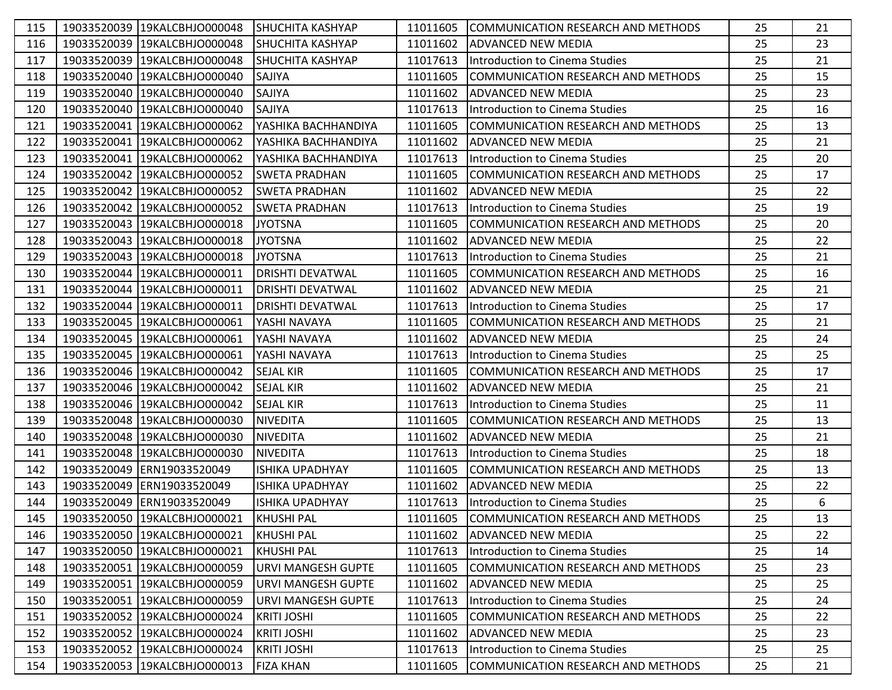| | | | | | | | |
|---|---|---|---|---|---|---|---|
| 115 | 19033520039 | 19KALCBHJO000048 | SHUCHITA KASHYAP | 11011605 | COMMUNICATION RESEARCH AND METHODS | 25 | 21 |
| 116 | 19033520039 | 19KALCBHJO000048 | SHUCHITA KASHYAP | 11011602 | ADVANCED NEW MEDIA | 25 | 23 |
| 117 | 19033520039 | 19KALCBHJO000048 | SHUCHITA KASHYAP | 11017613 | Introduction to Cinema Studies | 25 | 21 |
| 118 | 19033520040 | 19KALCBHJO000040 | SAJIYA | 11011605 | COMMUNICATION RESEARCH AND METHODS | 25 | 15 |
| 119 | 19033520040 | 19KALCBHJO000040 | SAJIYA | 11011602 | ADVANCED NEW MEDIA | 25 | 23 |
| 120 | 19033520040 | 19KALCBHJO000040 | SAJIYA | 11017613 | Introduction to Cinema Studies | 25 | 16 |
| 121 | 19033520041 | 19KALCBHJO000062 | YASHIKA BACHHANDIYA | 11011605 | COMMUNICATION RESEARCH AND METHODS | 25 | 13 |
| 122 | 19033520041 | 19KALCBHJO000062 | YASHIKA BACHHANDIYA | 11011602 | ADVANCED NEW MEDIA | 25 | 21 |
| 123 | 19033520041 | 19KALCBHJO000062 | YASHIKA BACHHANDIYA | 11017613 | Introduction to Cinema Studies | 25 | 20 |
| 124 | 19033520042 | 19KALCBHJO000052 | SWETA PRADHAN | 11011605 | COMMUNICATION RESEARCH AND METHODS | 25 | 17 |
| 125 | 19033520042 | 19KALCBHJO000052 | SWETA PRADHAN | 11011602 | ADVANCED NEW MEDIA | 25 | 22 |
| 126 | 19033520042 | 19KALCBHJO000052 | SWETA PRADHAN | 11017613 | Introduction to Cinema Studies | 25 | 19 |
| 127 | 19033520043 | 19KALCBHJO000018 | JYOTSNA | 11011605 | COMMUNICATION RESEARCH AND METHODS | 25 | 20 |
| 128 | 19033520043 | 19KALCBHJO000018 | JYOTSNA | 11011602 | ADVANCED NEW MEDIA | 25 | 22 |
| 129 | 19033520043 | 19KALCBHJO000018 | JYOTSNA | 11017613 | Introduction to Cinema Studies | 25 | 21 |
| 130 | 19033520044 | 19KALCBHJO000011 | DRISHTI DEVATWAL | 11011605 | COMMUNICATION RESEARCH AND METHODS | 25 | 16 |
| 131 | 19033520044 | 19KALCBHJO000011 | DRISHTI DEVATWAL | 11011602 | ADVANCED NEW MEDIA | 25 | 21 |
| 132 | 19033520044 | 19KALCBHJO000011 | DRISHTI DEVATWAL | 11017613 | Introduction to Cinema Studies | 25 | 17 |
| 133 | 19033520045 | 19KALCBHJO000061 | YASHI NAVAYA | 11011605 | COMMUNICATION RESEARCH AND METHODS | 25 | 21 |
| 134 | 19033520045 | 19KALCBHJO000061 | YASHI NAVAYA | 11011602 | ADVANCED NEW MEDIA | 25 | 24 |
| 135 | 19033520045 | 19KALCBHJO000061 | YASHI NAVAYA | 11017613 | Introduction to Cinema Studies | 25 | 25 |
| 136 | 19033520046 | 19KALCBHJO000042 | SEJAL KIR | 11011605 | COMMUNICATION RESEARCH AND METHODS | 25 | 17 |
| 137 | 19033520046 | 19KALCBHJO000042 | SEJAL KIR | 11011602 | ADVANCED NEW MEDIA | 25 | 21 |
| 138 | 19033520046 | 19KALCBHJO000042 | SEJAL KIR | 11017613 | Introduction to Cinema Studies | 25 | 11 |
| 139 | 19033520048 | 19KALCBHJO000030 | NIVEDITA | 11011605 | COMMUNICATION RESEARCH AND METHODS | 25 | 13 |
| 140 | 19033520048 | 19KALCBHJO000030 | NIVEDITA | 11011602 | ADVANCED NEW MEDIA | 25 | 21 |
| 141 | 19033520048 | 19KALCBHJO000030 | NIVEDITA | 11017613 | Introduction to Cinema Studies | 25 | 18 |
| 142 | 19033520049 | ERN19033520049 | ISHIKA UPADHYAY | 11011605 | COMMUNICATION RESEARCH AND METHODS | 25 | 13 |
| 143 | 19033520049 | ERN19033520049 | ISHIKA UPADHYAY | 11011602 | ADVANCED NEW MEDIA | 25 | 22 |
| 144 | 19033520049 | ERN19033520049 | ISHIKA UPADHYAY | 11017613 | Introduction to Cinema Studies | 25 | 6 |
| 145 | 19033520050 | 19KALCBHJO000021 | KHUSHI PAL | 11011605 | COMMUNICATION RESEARCH AND METHODS | 25 | 13 |
| 146 | 19033520050 | 19KALCBHJO000021 | KHUSHI PAL | 11011602 | ADVANCED NEW MEDIA | 25 | 22 |
| 147 | 19033520050 | 19KALCBHJO000021 | KHUSHI PAL | 11017613 | Introduction to Cinema Studies | 25 | 14 |
| 148 | 19033520051 | 19KALCBHJO000059 | URVI MANGESH GUPTE | 11011605 | COMMUNICATION RESEARCH AND METHODS | 25 | 23 |
| 149 | 19033520051 | 19KALCBHJO000059 | URVI MANGESH GUPTE | 11011602 | ADVANCED NEW MEDIA | 25 | 25 |
| 150 | 19033520051 | 19KALCBHJO000059 | URVI MANGESH GUPTE | 11017613 | Introduction to Cinema Studies | 25 | 24 |
| 151 | 19033520052 | 19KALCBHJO000024 | KRITI JOSHI | 11011605 | COMMUNICATION RESEARCH AND METHODS | 25 | 22 |
| 152 | 19033520052 | 19KALCBHJO000024 | KRITI JOSHI | 11011602 | ADVANCED NEW MEDIA | 25 | 23 |
| 153 | 19033520052 | 19KALCBHJO000024 | KRITI JOSHI | 11017613 | Introduction to Cinema Studies | 25 | 25 |
| 154 | 19033520053 | 19KALCBHJO000013 | FIZA KHAN | 11011605 | COMMUNICATION RESEARCH AND METHODS | 25 | 21 |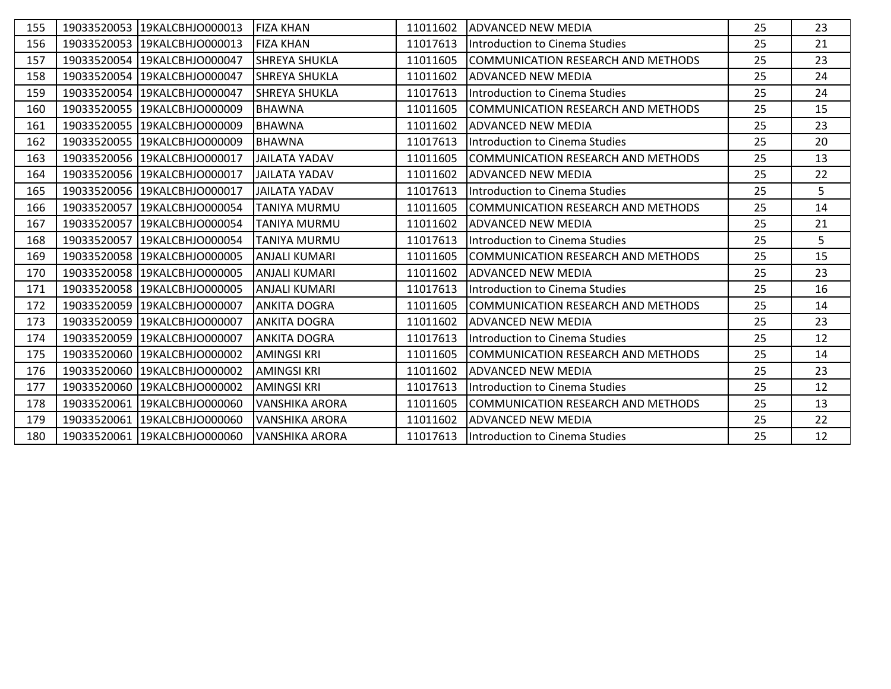| | | | | | | | |
|---|---|---|---|---|---|---|---|
| 155 | 19033520053 | 19KALCBHJO000013 | FIZA KHAN | 11011602 | ADVANCED NEW MEDIA | 25 | 23 |
| 156 | 19033520053 | 19KALCBHJO000013 | FIZA KHAN | 11017613 | Introduction to Cinema Studies | 25 | 21 |
| 157 | 19033520054 | 19KALCBHJO000047 | SHREYA SHUKLA | 11011605 | COMMUNICATION RESEARCH AND METHODS | 25 | 23 |
| 158 | 19033520054 | 19KALCBHJO000047 | SHREYA SHUKLA | 11011602 | ADVANCED NEW MEDIA | 25 | 24 |
| 159 | 19033520054 | 19KALCBHJO000047 | SHREYA SHUKLA | 11017613 | Introduction to Cinema Studies | 25 | 24 |
| 160 | 19033520055 | 19KALCBHJO000009 | BHAWNA | 11011605 | COMMUNICATION RESEARCH AND METHODS | 25 | 15 |
| 161 | 19033520055 | 19KALCBHJO000009 | BHAWNA | 11011602 | ADVANCED NEW MEDIA | 25 | 23 |
| 162 | 19033520055 | 19KALCBHJO000009 | BHAWNA | 11017613 | Introduction to Cinema Studies | 25 | 20 |
| 163 | 19033520056 | 19KALCBHJO000017 | JAILATA YADAV | 11011605 | COMMUNICATION RESEARCH AND METHODS | 25 | 13 |
| 164 | 19033520056 | 19KALCBHJO000017 | JAILATA YADAV | 11011602 | ADVANCED NEW MEDIA | 25 | 22 |
| 165 | 19033520056 | 19KALCBHJO000017 | JAILATA YADAV | 11017613 | Introduction to Cinema Studies | 25 | 5 |
| 166 | 19033520057 | 19KALCBHJO000054 | TANIYA MURMU | 11011605 | COMMUNICATION RESEARCH AND METHODS | 25 | 14 |
| 167 | 19033520057 | 19KALCBHJO000054 | TANIYA MURMU | 11011602 | ADVANCED NEW MEDIA | 25 | 21 |
| 168 | 19033520057 | 19KALCBHJO000054 | TANIYA MURMU | 11017613 | Introduction to Cinema Studies | 25 | 5 |
| 169 | 19033520058 | 19KALCBHJO000005 | ANJALI KUMARI | 11011605 | COMMUNICATION RESEARCH AND METHODS | 25 | 15 |
| 170 | 19033520058 | 19KALCBHJO000005 | ANJALI KUMARI | 11011602 | ADVANCED NEW MEDIA | 25 | 23 |
| 171 | 19033520058 | 19KALCBHJO000005 | ANJALI KUMARI | 11017613 | Introduction to Cinema Studies | 25 | 16 |
| 172 | 19033520059 | 19KALCBHJO000007 | ANKITA DOGRA | 11011605 | COMMUNICATION RESEARCH AND METHODS | 25 | 14 |
| 173 | 19033520059 | 19KALCBHJO000007 | ANKITA DOGRA | 11011602 | ADVANCED NEW MEDIA | 25 | 23 |
| 174 | 19033520059 | 19KALCBHJO000007 | ANKITA DOGRA | 11017613 | Introduction to Cinema Studies | 25 | 12 |
| 175 | 19033520060 | 19KALCBHJO000002 | AMINGSI KRI | 11011605 | COMMUNICATION RESEARCH AND METHODS | 25 | 14 |
| 176 | 19033520060 | 19KALCBHJO000002 | AMINGSI KRI | 11011602 | ADVANCED NEW MEDIA | 25 | 23 |
| 177 | 19033520060 | 19KALCBHJO000002 | AMINGSI KRI | 11017613 | Introduction to Cinema Studies | 25 | 12 |
| 178 | 19033520061 | 19KALCBHJO000060 | VANSHIKA ARORA | 11011605 | COMMUNICATION RESEARCH AND METHODS | 25 | 13 |
| 179 | 19033520061 | 19KALCBHJO000060 | VANSHIKA ARORA | 11011602 | ADVANCED NEW MEDIA | 25 | 22 |
| 180 | 19033520061 | 19KALCBHJO000060 | VANSHIKA ARORA | 11017613 | Introduction to Cinema Studies | 25 | 12 |